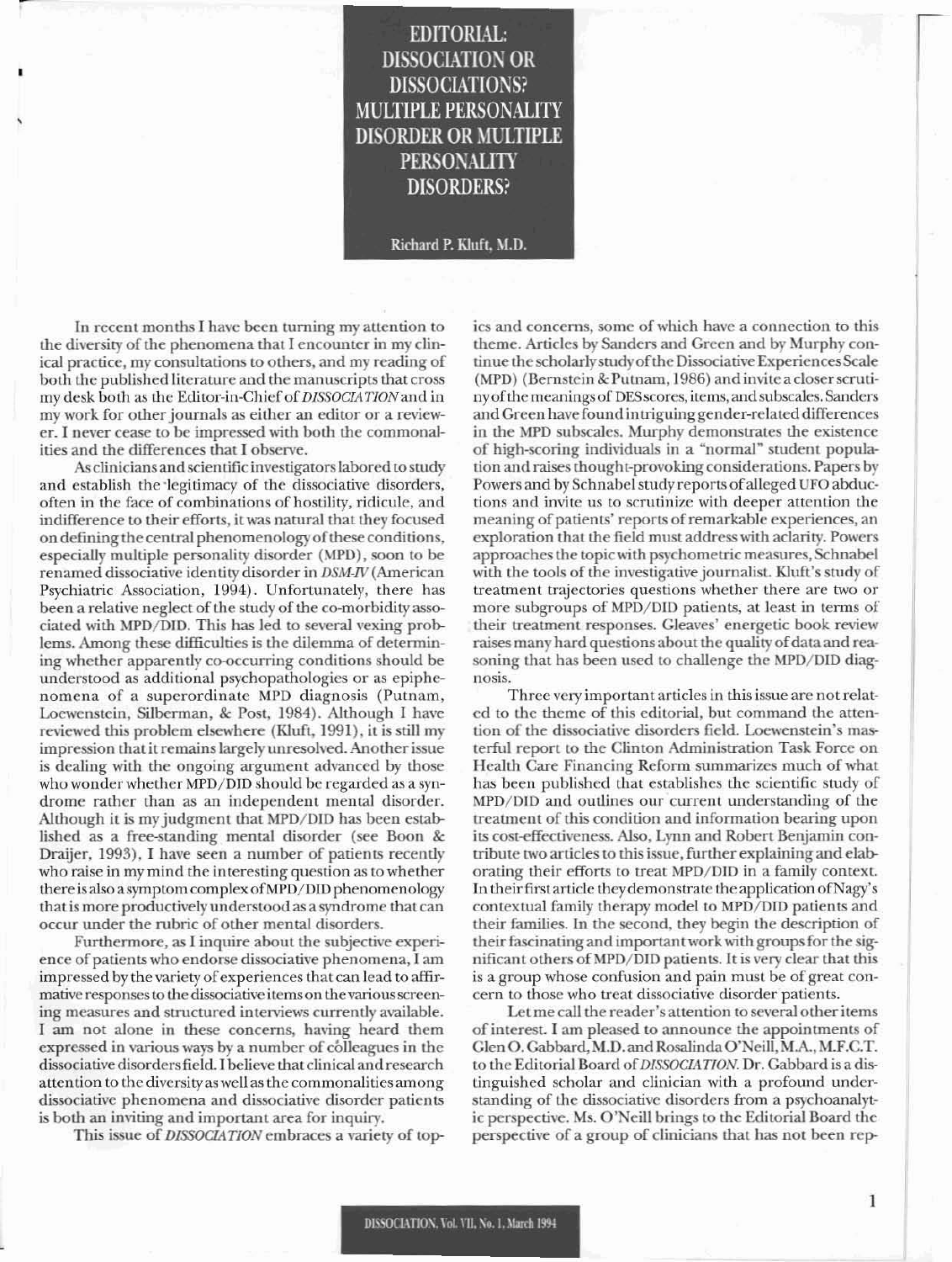# EDITORIAL: DISSOCIATION OR DISSOCIATIONS? MULTIPLE PERSONALITY DISORDER OR MULTIPLE PERSONALITY DISORDERS?

Richard P. Kluft, M.D.

In recent months I have been turning my attention to the diversity of the phenomena that I encounter in my clinical practice, my consultations to others, and my reading of both the published literature and the manuscripts that cross my desk both as the Editor-in-Chief of *DISSOCIATION* and in my work for other journals as either an editor or a reviewer. I never cease to be impressed with both the commonalities and the differences that I observe.

As clinicians and scientific investigators labored to study and establish the legitimacy of the dissociative disorders, often in the face of combinations of hostility, ridicule, and indifference to their efforts, it was natural that they focused on defining the central phenomenology of these conditions, especially multiple personality disorder (MPD), soon to be renamed dissociative identity disorder in *DSM-IV* (American Psychiatric Association, 1994). Unfortunately, there has been a relative neglect of the study of the co-morbidity associated with MPD/DID. This has led to several vexing problems. Among these difficulties is the dilemma of determining whether apparently co-occurring conditions should be understood as additional psychopathologies or as epiphenomena of a superordinate MPD diagnosis (Putnam, Loewenstein, Silberman, & Post, 1984). Although I have reviewed this problem elsewhere (Kluft, 1991), it is still my impression that it remains largely unresolved. Another issue is dealing with the ongoing argument advanced by those who wonder whether MPD/DID should be regarded as a syndrome rather than as an independent mental disorder. Although it is my judgment that MPD/DID has been established as a free-standing mental disorder (see Boon & Draijer, 1993), I have seen a number of patients recently who raise in my mind the interesting question as to whether there is also a symptom complex of MPD/DID phenomenology that is more productively understood as a syndrome that can occur under the rubric of other mental disorders.

Furthermore, as I inquire about the subjective experience of patients who endorse dissociative phenomena, I am impressed by the variety of experiences that can lead to affirmative responses to the dissociative items on the various screening measures and structured interviews currently available. I am not alone in these concerns, having heard them expressed in various ways by a number of colleagues in the dissociative disorders field. I believe that clinical and research attention to the diversity as well as the commonalities among dissociative phenomena and dissociative disorder patients is both an inviting and important area for inquiry.

This issue of *DISSOCIATION* embraces a variety of topics and concerns, some of which have a connection to this theme. Articles by Sanders and Green and by Murphy continue the scholarly study of the Dissociative Experiences Scale (MPD) (Bernstein & Putnam, 1986) and invite a closer scrutiny of the meanings of DES scores, items, and subscales. Sanders and Green have found intriguing gender-related differences in the MPD subscales. Murphy demonstrates the existence of high-scoring individuals in a "normal" student population and raises thought-provoking considerations. Papers by Powers and by Schnabel study reports of alleged UFO abductions and invite us to scrutinize with deeper attention the meaning of patients' reports of remarkable experiences, an exploration that the field must address with aclarity. Powers approaches the topic with psychometric measures, Schnabel with the tools of the investigative journalist. Kluft's study of treatment trajectories questions whether there are two or more subgroups of MPD/DID patients, at least in terms of their treatment responses. Gleaves' energetic book review raises many hard questions about the quality of data and reasoning that has been used to challenge the MPD/DID diagnosis.

Three very important articles in this issue are not related to the theme of this editorial, but command the attention of the dissociative disorders field. Loewenstein's masterful report to the Clinton Administration Task Force on Health Care Financing Reform summarizes much of what has been published that establishes the scientific study of MPD/DID and outlines our current understanding of the treatment of this condition and information bearing upon its cost-effectiveness. Also, Lynn and Robert Benjamin contribute two articles to this issue, further explaining and elaborating their efforts to treat MPD/DID in a family context. In their first article they demonstrate the application of Nagy's contextual family therapy model to MPD/DID patients and their families. In the second, they begin the description of their fascinating and important work with groups for the significant others of MPD/DID patients. It is very clear that this is a group whose confusion and pain must be of great concern to those who treat dissociative disorder patients.

Let me call the reader's attention to several other items of interest. I am pleased to announce the appointments of Glen O. Gabbard, M.D. and Rosalinda O'Neill, M.A., M.F.C.T. to the Editorial Board of *DISSOCIATION*. Dr. Gabbard is a distinguished scholar and clinician with a profound understanding of the dissociative disorders from a psychoanalytic perspective. Ms. O'Neill brings to the Editorial Board the perspective of a group of clinicians that has not been rep-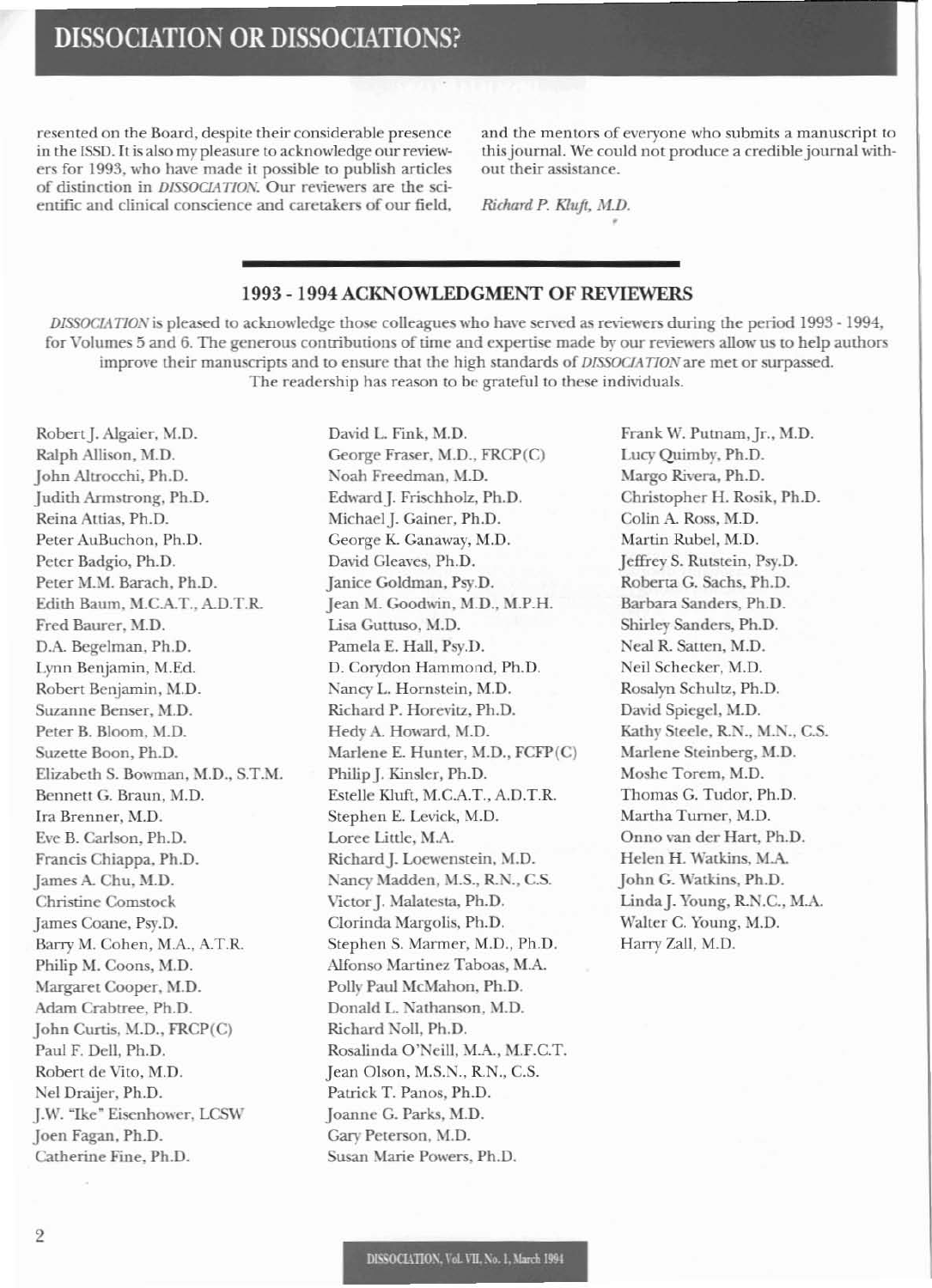resented on the Board, despite their considerable presence in the ISSD. It is also my pleasure to acknowledge our reviewers for 1993, who have made it possible to publish articles of distinction in *DISSOCIATION*. Our reviewers are the scientific and clinical conscience and caretakers of our field, and the mentors of everyone who submits a manuscript to this journal. We could not produce a credible journal without their assistance.

*Richard P. Kluft, M.D.*

## 1993 - 1994 ACKNOWLEDGMENT OF REVIEWERS

*DISSOCIATION* is pleased to acknowledge those colleagues who have served as reviewers during the period 1993 - 1994, for Volumes 5 and 6. The generous contributions of time and expertise made by our reviewers allow us to help authors improve their manuscripts and to ensure that the high standards of *DISSOCIATION* are met or surpassed. The readership has reason to be grateful to these individuals.

Robert J. Algaier, M.D.
Ralph Allison, M.D.
John Altrocchi, Ph.D.
Judith Armstrong, Ph.D.
Reina Attias, Ph.D.
Peter AuBuchon, Ph.D.
Peter Badgio, Ph.D.
Peter M.M. Barach, Ph.D.
Edith Baum, M.C.A.T., A.D.T.R.
Fred Baurer, M.D.
D.A. Begelman, Ph.D.
Lynn Benjamin, M.Ed.
Robert Benjamin, M.D.
Suzanne Benser, M.D.
Peter B. Bloom, M.D.
Suzette Boon, Ph.D.
Elizabeth S. Bowman, M.D., S.T.M.
Bennett G. Braun, M.D.
Ira Brenner, M.D.
Eve B. Carlson, Ph.D.
Francis Chiappa, Ph.D.
James A. Chu, M.D.
Christine Comstock
James Coane, Psy.D.
Barry M. Cohen, M.A., A.T.R.
Philip M. Coons, M.D.
Margaret Cooper, M.D.
Adam Crabtree, Ph.D.
John Curtis, M.D., FRCP(C)
Paul F. Dell, Ph.D.
Robert de Vito, M.D.
Nel Draijer, Ph.D.
J.W. "Ike" Eisenhower, LCSW
Joen Fagan, Ph.D.
Catherine Fine, Ph.D.
David L. Fink, M.D.
George Fraser, M.D., FRCP(C)
Noah Freedman, M.D.
Edward J. Frischholz, Ph.D.
Michael J. Gainer, Ph.D.
George K. Ganaway, M.D.
David Gleaves, Ph.D.
Janice Goldman, Psy.D.
Jean M. Goodwin, M.D., M.P.H.
Lisa Guttuso, M.D.
Pamela E. Hall, Psy.D.
D. Corydon Hammond, Ph.D.
Nancy L. Hornstein, M.D.
Richard P. Horevitz, Ph.D.
Hedy A. Howard, M.D.
Marlene E. Hunter, M.D., FCFP(C)
Philip J. Kinsler, Ph.D.
Estelle Kluft, M.C.A.T., A.D.T.R.
Stephen E. Levick, M.D.
Loree Little, M.A.
Richard J. Loewenstein, M.D.
Nancy Madden, M.S., R.N., C.S.
Victor J. Malatesta, Ph.D.
Clorinda Margolis, Ph.D.
Stephen S. Marmer, M.D., Ph.D.
Alfonso Martinez Taboas, M.A.
Polly Paul McMahon, Ph.D.
Donald L. Nathanson, M.D.
Richard Noll, Ph.D.
Rosalinda O'Neill, M.A., M.F.C.T.
Jean Olson, M.S.N., R.N., C.S.
Patrick T. Panos, Ph.D.
Joanne G. Parks, M.D.
Gary Peterson, M.D.
Susan Marie Powers, Ph.D.
Frank W. Putnam, Jr., M.D.
Lucy Quimby, Ph.D.
Margo Rivera, Ph.D.
Christopher H. Rosik, Ph.D.
Colin A. Ross, M.D.
Martin Rubel, M.D.
Jeffrey S. Rutstein, Psy.D.
Roberta G. Sachs, Ph.D.
Barbara Sanders, Ph.D.
Shirley Sanders, Ph.D.
Neal R. Satten, M.D.
Neil Schecker, M.D.
Rosalyn Schultz, Ph.D.
David Spiegel, M.D.
Kathy Steele, R.N., M.N., C.S.
Marlene Steinberg, M.D.
Moshe Torem, M.D.
Thomas G. Tudor, Ph.D.
Martha Turner, M.D.
Onno van der Hart, Ph.D.
Helen H. Watkins, M.A.
John G. Watkins, Ph.D.
Linda J. Young, R.N.C., M.A.
Walter C. Young, M.D.
Harry Zall, M.D.